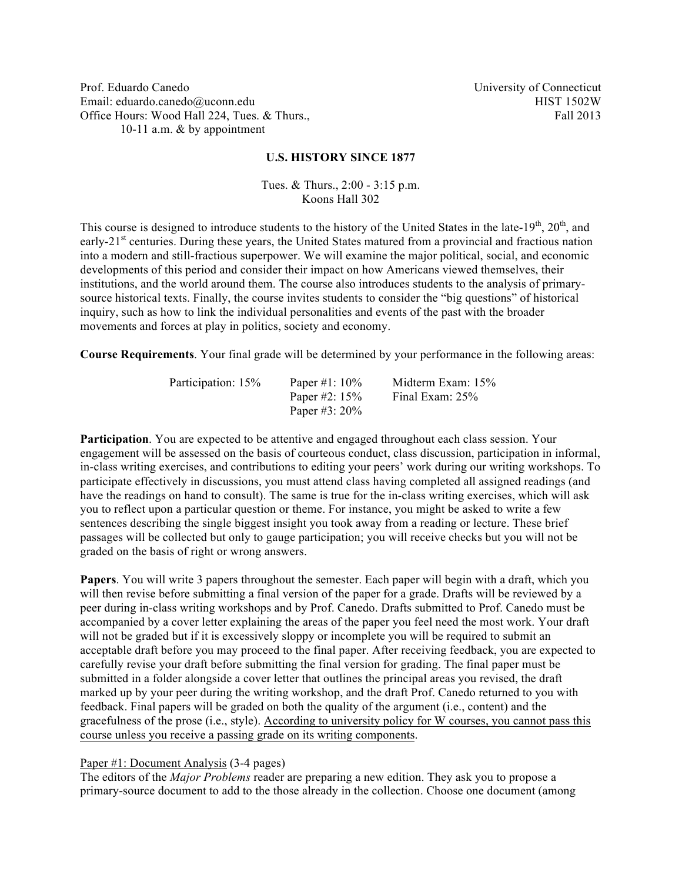Prof. Eduardo Canedo
Email: eduardo.canedo@uconn.edu
Office Hours: Wood Hall 224, Tues. & Thurs., 10-11 a.m. & by appointment

University of Connecticut
HIST 1502W
Fall 2013

# U.S. HISTORY SINCE 1877

Tues. & Thurs., 2:00 - 3:15 p.m.
Koons Hall 302

This course is designed to introduce students to the history of the United States in the late-19th, 20th, and early-21st centuries. During these years, the United States matured from a provincial and fractious nation into a modern and still-fractious superpower. We will examine the major political, social, and economic developments of this period and consider their impact on how Americans viewed themselves, their institutions, and the world around them. The course also introduces students to the analysis of primary-source historical texts. Finally, the course invites students to consider the "big questions" of historical inquiry, such as how to link the individual personalities and events of the past with the broader movements and forces at play in politics, society and economy.

**Course Requirements**. Your final grade will be determined by your performance in the following areas:

| | | |
|---|---|---|
| Participation: 15% | Paper #1: 10% | Midterm Exam: 15% |
| | Paper #2: 15% | Final Exam: 25% |
| | Paper #3: 20% | |

**Participation**. You are expected to be attentive and engaged throughout each class session. Your engagement will be assessed on the basis of courteous conduct, class discussion, participation in informal, in-class writing exercises, and contributions to editing your peers' work during our writing workshops. To participate effectively in discussions, you must attend class having completed all assigned readings (and have the readings on hand to consult). The same is true for the in-class writing exercises, which will ask you to reflect upon a particular question or theme. For instance, you might be asked to write a few sentences describing the single biggest insight you took away from a reading or lecture. These brief passages will be collected but only to gauge participation; you will receive checks but you will not be graded on the basis of right or wrong answers.

**Papers**. You will write 3 papers throughout the semester. Each paper will begin with a draft, which you will then revise before submitting a final version of the paper for a grade. Drafts will be reviewed by a peer during in-class writing workshops and by Prof. Canedo. Drafts submitted to Prof. Canedo must be accompanied by a cover letter explaining the areas of the paper you feel need the most work. Your draft will not be graded but if it is excessively sloppy or incomplete you will be required to submit an acceptable draft before you may proceed to the final paper. After receiving feedback, you are expected to carefully revise your draft before submitting the final version for grading. The final paper must be submitted in a folder alongside a cover letter that outlines the principal areas you revised, the draft marked up by your peer during the writing workshop, and the draft Prof. Canedo returned to you with feedback. Final papers will be graded on both the quality of the argument (i.e., content) and the gracefulness of the prose (i.e., style). <u>According to university policy for W courses, you cannot pass this course unless you receive a passing grade on its writing components</u>.

<u>Paper #1: Document Analysis</u> (3-4 pages)
The editors of the *Major Problems* reader are preparing a new edition. They ask you to propose a primary-source document to add to the those already in the collection. Choose one document (among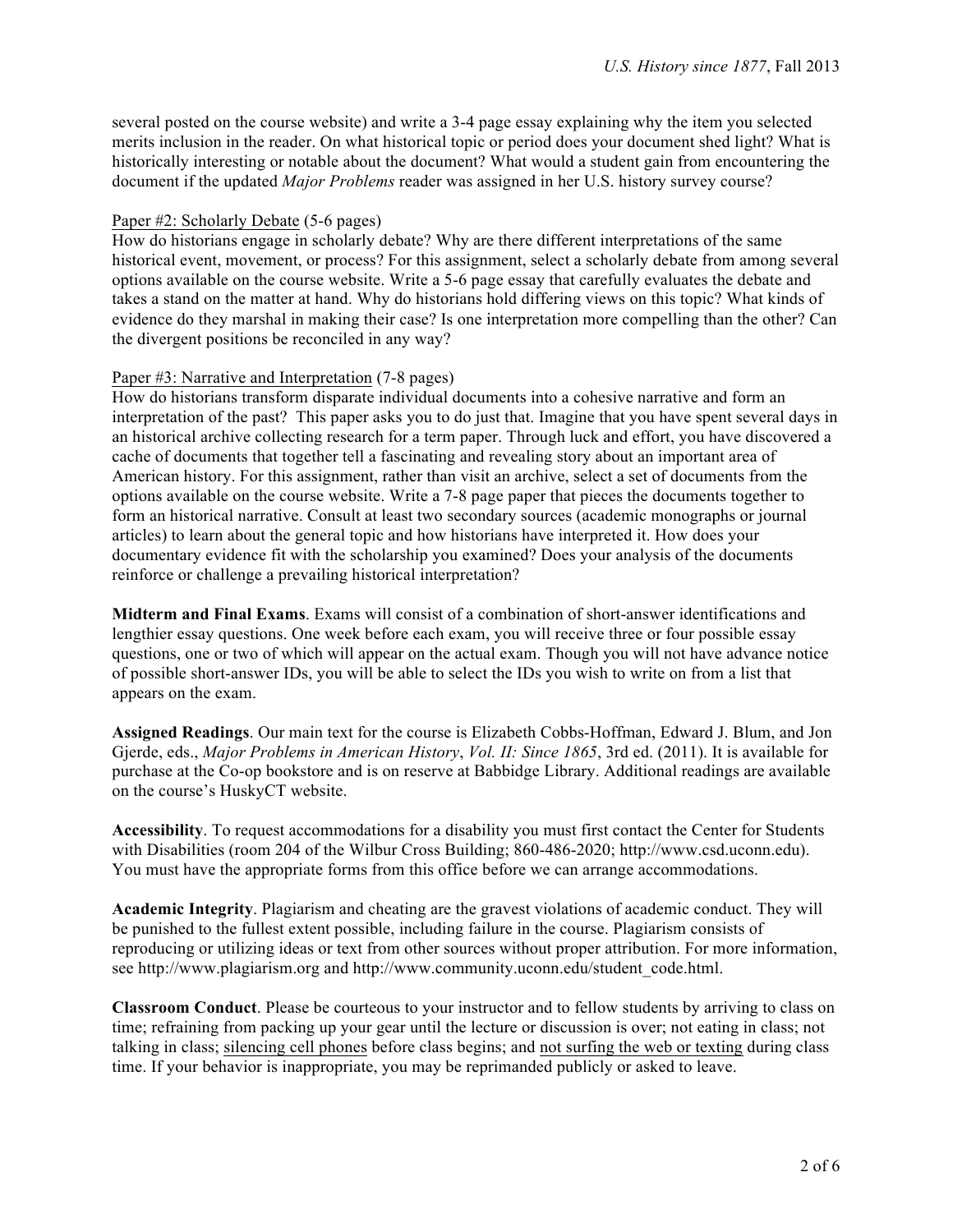several posted on the course website) and write a 3-4 page essay explaining why the item you selected merits inclusion in the reader. On what historical topic or period does your document shed light? What is historically interesting or notable about the document? What would a student gain from encountering the document if the updated *Major Problems* reader was assigned in her U.S. history survey course?

<u>Paper #2: Scholarly Debate</u> (5-6 pages)
How do historians engage in scholarly debate? Why are there different interpretations of the same historical event, movement, or process? For this assignment, select a scholarly debate from among several options available on the course website. Write a 5-6 page essay that carefully evaluates the debate and takes a stand on the matter at hand. Why do historians hold differing views on this topic? What kinds of evidence do they marshal in making their case? Is one interpretation more compelling than the other? Can the divergent positions be reconciled in any way?

<u>Paper #3: Narrative and Interpretation</u> (7-8 pages)
How do historians transform disparate individual documents into a cohesive narrative and form an interpretation of the past? This paper asks you to do just that. Imagine that you have spent several days in an historical archive collecting research for a term paper. Through luck and effort, you have discovered a cache of documents that together tell a fascinating and revealing story about an important area of American history. For this assignment, rather than visit an archive, select a set of documents from the options available on the course website. Write a 7-8 page paper that pieces the documents together to form an historical narrative. Consult at least two secondary sources (academic monographs or journal articles) to learn about the general topic and how historians have interpreted it. How does your documentary evidence fit with the scholarship you examined? Does your analysis of the documents reinforce or challenge a prevailing historical interpretation?

**Midterm and Final Exams**. Exams will consist of a combination of short-answer identifications and lengthier essay questions. One week before each exam, you will receive three or four possible essay questions, one or two of which will appear on the actual exam. Though you will not have advance notice of possible short-answer IDs, you will be able to select the IDs you wish to write on from a list that appears on the exam.

**Assigned Readings**. Our main text for the course is Elizabeth Cobbs-Hoffman, Edward J. Blum, and Jon Gjerde, eds., *Major Problems in American History*, *Vol. II: Since 1865*, 3rd ed. (2011). It is available for purchase at the Co-op bookstore and is on reserve at Babbidge Library. Additional readings are available on the course's HuskyCT website.

**Accessibility**. To request accommodations for a disability you must first contact the Center for Students with Disabilities (room 204 of the Wilbur Cross Building; 860-486-2020; http://www.csd.uconn.edu). You must have the appropriate forms from this office before we can arrange accommodations.

**Academic Integrity**. Plagiarism and cheating are the gravest violations of academic conduct. They will be punished to the fullest extent possible, including failure in the course. Plagiarism consists of reproducing or utilizing ideas or text from other sources without proper attribution. For more information, see http://www.plagiarism.org and http://www.community.uconn.edu/student_code.html.

**Classroom Conduct**. Please be courteous to your instructor and to fellow students by arriving to class on time; refraining from packing up your gear until the lecture or discussion is over; not eating in class; not talking in class; <u>silencing cell phones</u> before class begins; and <u>not surfing the web or texting</u> during class time. If your behavior is inappropriate, you may be reprimanded publicly or asked to leave.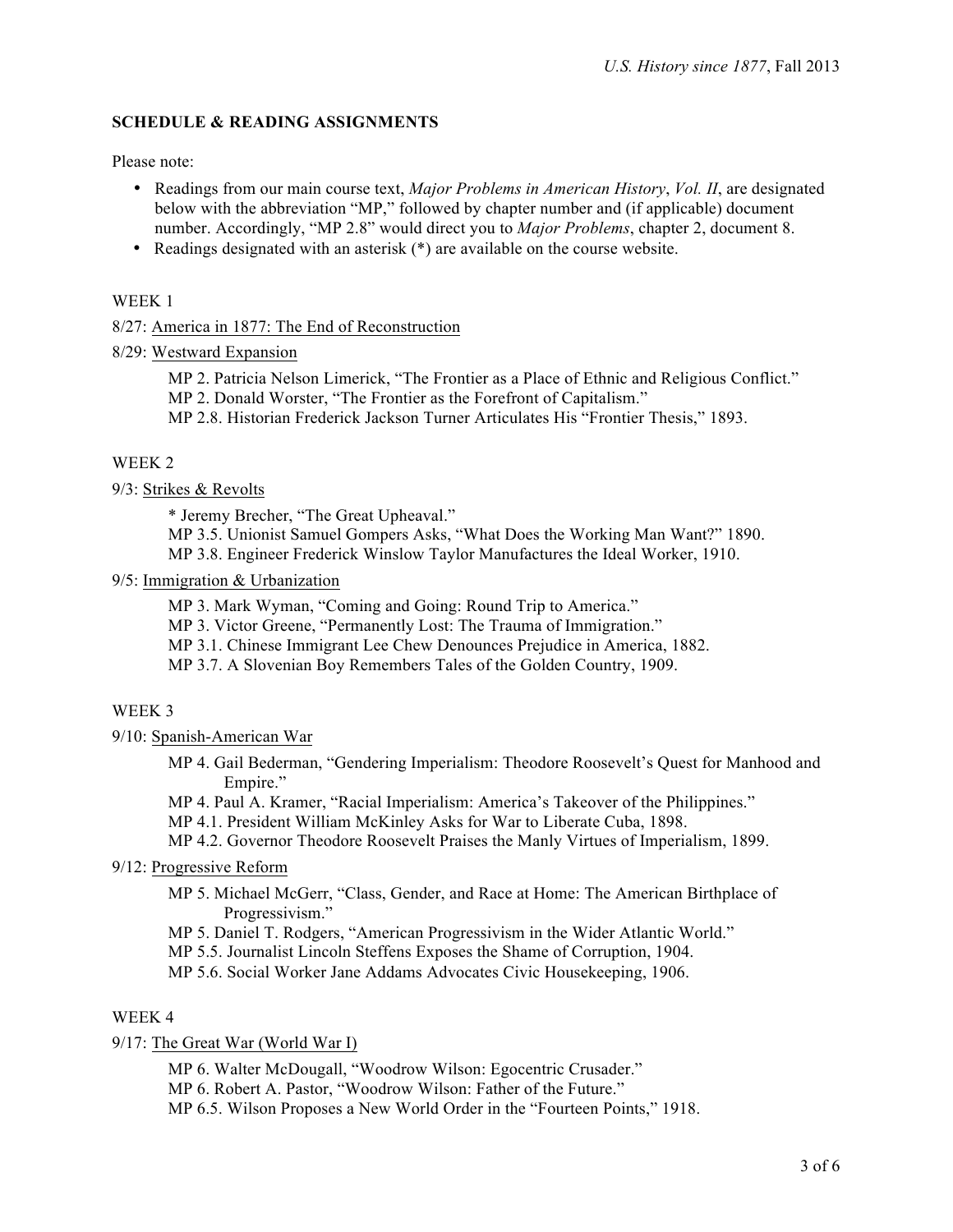**SCHEDULE & READING ASSIGNMENTS**

Please note:

- Readings from our main course text, *Major Problems in American History*, *Vol. II*, are designated below with the abbreviation "MP," followed by chapter number and (if applicable) document number. Accordingly, "MP 2.8" would direct you to *Major Problems*, chapter 2, document 8.
- Readings designated with an asterisk (*) are available on the course website.

WEEK 1

8/27: <u>America in 1877: The End of Reconstruction</u>

8/29: <u>Westward Expansion</u>

> MP 2. Patricia Nelson Limerick, "The Frontier as a Place of Ethnic and Religious Conflict."
> MP 2. Donald Worster, "The Frontier as the Forefront of Capitalism."
> MP 2.8. Historian Frederick Jackson Turner Articulates His "Frontier Thesis," 1893.

WEEK 2

9/3: <u>Strikes & Revolts</u>

> * Jeremy Brecher, "The Great Upheaval."
> MP 3.5. Unionist Samuel Gompers Asks, "What Does the Working Man Want?" 1890.
> MP 3.8. Engineer Frederick Winslow Taylor Manufactures the Ideal Worker, 1910.

9/5: <u>Immigration & Urbanization</u>

> MP 3. Mark Wyman, "Coming and Going: Round Trip to America."
> MP 3. Victor Greene, "Permanently Lost: The Trauma of Immigration."
> MP 3.1. Chinese Immigrant Lee Chew Denounces Prejudice in America, 1882.
> MP 3.7. A Slovenian Boy Remembers Tales of the Golden Country, 1909.

WEEK 3

9/10: <u>Spanish-American War</u>

> MP 4. Gail Bederman, "Gendering Imperialism: Theodore Roosevelt's Quest for Manhood and Empire."
> MP 4. Paul A. Kramer, "Racial Imperialism: America's Takeover of the Philippines."
> MP 4.1. President William McKinley Asks for War to Liberate Cuba, 1898.
> MP 4.2. Governor Theodore Roosevelt Praises the Manly Virtues of Imperialism, 1899.

9/12: <u>Progressive Reform</u>

> MP 5. Michael McGerr, "Class, Gender, and Race at Home: The American Birthplace of Progressivism."
> MP 5. Daniel T. Rodgers, "American Progressivism in the Wider Atlantic World."
> MP 5.5. Journalist Lincoln Steffens Exposes the Shame of Corruption, 1904.
> MP 5.6. Social Worker Jane Addams Advocates Civic Housekeeping, 1906.

WEEK 4

9/17: <u>The Great War (World War I)</u>

> MP 6. Walter McDougall, "Woodrow Wilson: Egocentric Crusader."
> MP 6. Robert A. Pastor, "Woodrow Wilson: Father of the Future."
> MP 6.5. Wilson Proposes a New World Order in the "Fourteen Points," 1918.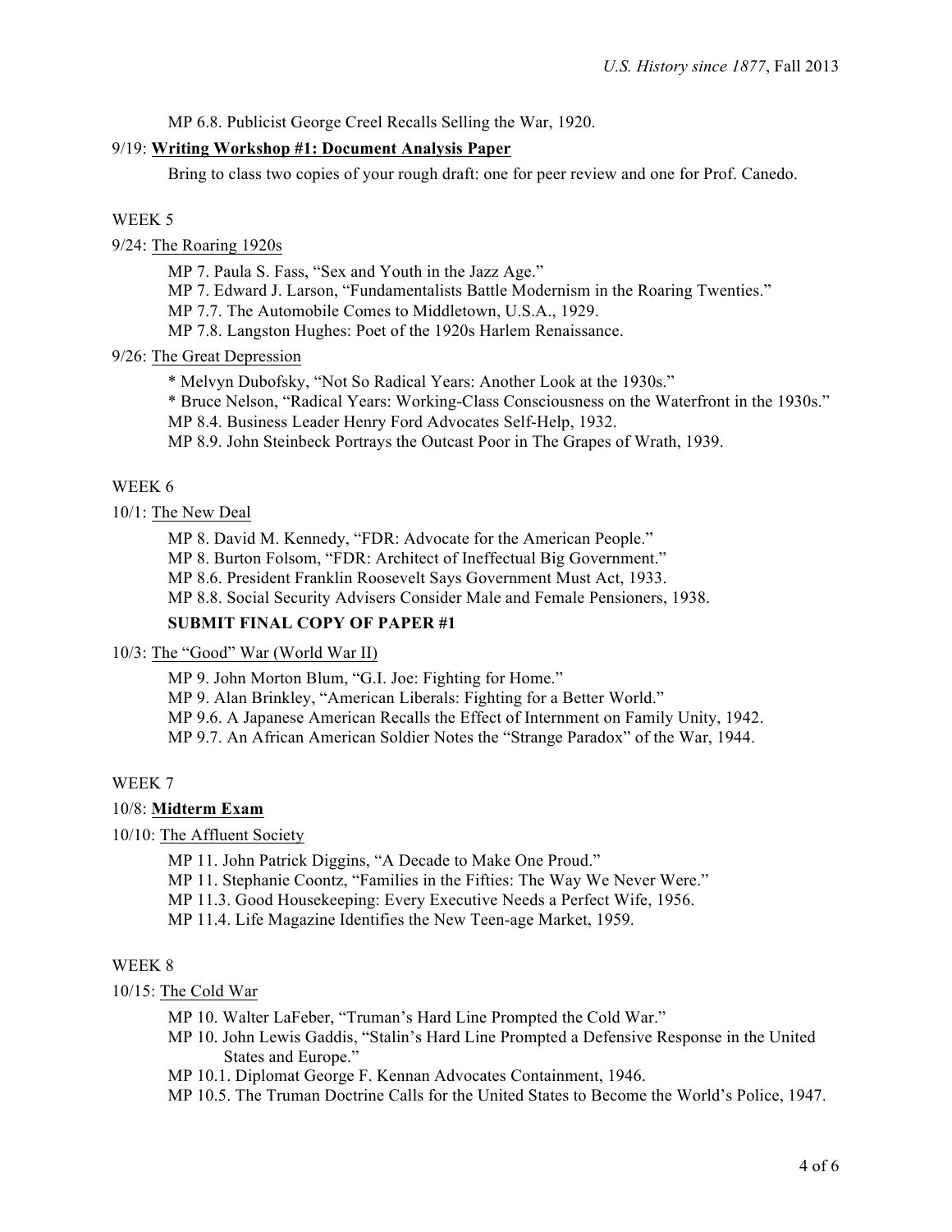MP 6.8. Publicist George Creel Recalls Selling the War, 1920.

9/19: **Writing Workshop #1: Document Analysis Paper**

Bring to class two copies of your rough draft: one for peer review and one for Prof. Canedo.

WEEK 5

9/24: The Roaring 1920s

MP 7. Paula S. Fass, "Sex and Youth in the Jazz Age."
MP 7. Edward J. Larson, "Fundamentalists Battle Modernism in the Roaring Twenties."
MP 7.7. The Automobile Comes to Middletown, U.S.A., 1929.
MP 7.8. Langston Hughes: Poet of the 1920s Harlem Renaissance.

9/26: The Great Depression

* Melvyn Dubofsky, "Not So Radical Years: Another Look at the 1930s."
* Bruce Nelson, "Radical Years: Working-Class Consciousness on the Waterfront in the 1930s."
MP 8.4. Business Leader Henry Ford Advocates Self-Help, 1932.
MP 8.9. John Steinbeck Portrays the Outcast Poor in The Grapes of Wrath, 1939.

WEEK 6

10/1: The New Deal

MP 8. David M. Kennedy, "FDR: Advocate for the American People."
MP 8. Burton Folsom, "FDR: Architect of Ineffectual Big Government."
MP 8.6. President Franklin Roosevelt Says Government Must Act, 1933.
MP 8.8. Social Security Advisers Consider Male and Female Pensioners, 1938.

**SUBMIT FINAL COPY OF PAPER #1**

10/3: The "Good" War (World War II)

MP 9. John Morton Blum, "G.I. Joe: Fighting for Home."
MP 9. Alan Brinkley, "American Liberals: Fighting for a Better World."
MP 9.6. A Japanese American Recalls the Effect of Internment on Family Unity, 1942.
MP 9.7. An African American Soldier Notes the "Strange Paradox" of the War, 1944.

WEEK 7

10/8: **Midterm Exam**

10/10: The Affluent Society

MP 11. John Patrick Diggins, "A Decade to Make One Proud."
MP 11. Stephanie Coontz, "Families in the Fifties: The Way We Never Were."
MP 11.3. Good Housekeeping: Every Executive Needs a Perfect Wife, 1956.
MP 11.4. Life Magazine Identifies the New Teen-age Market, 1959.

WEEK 8

10/15: The Cold War

MP 10. Walter LaFeber, "Truman's Hard Line Prompted the Cold War."
MP 10. John Lewis Gaddis, "Stalin's Hard Line Prompted a Defensive Response in the United States and Europe."
MP 10.1. Diplomat George F. Kennan Advocates Containment, 1946.
MP 10.5. The Truman Doctrine Calls for the United States to Become the World's Police, 1947.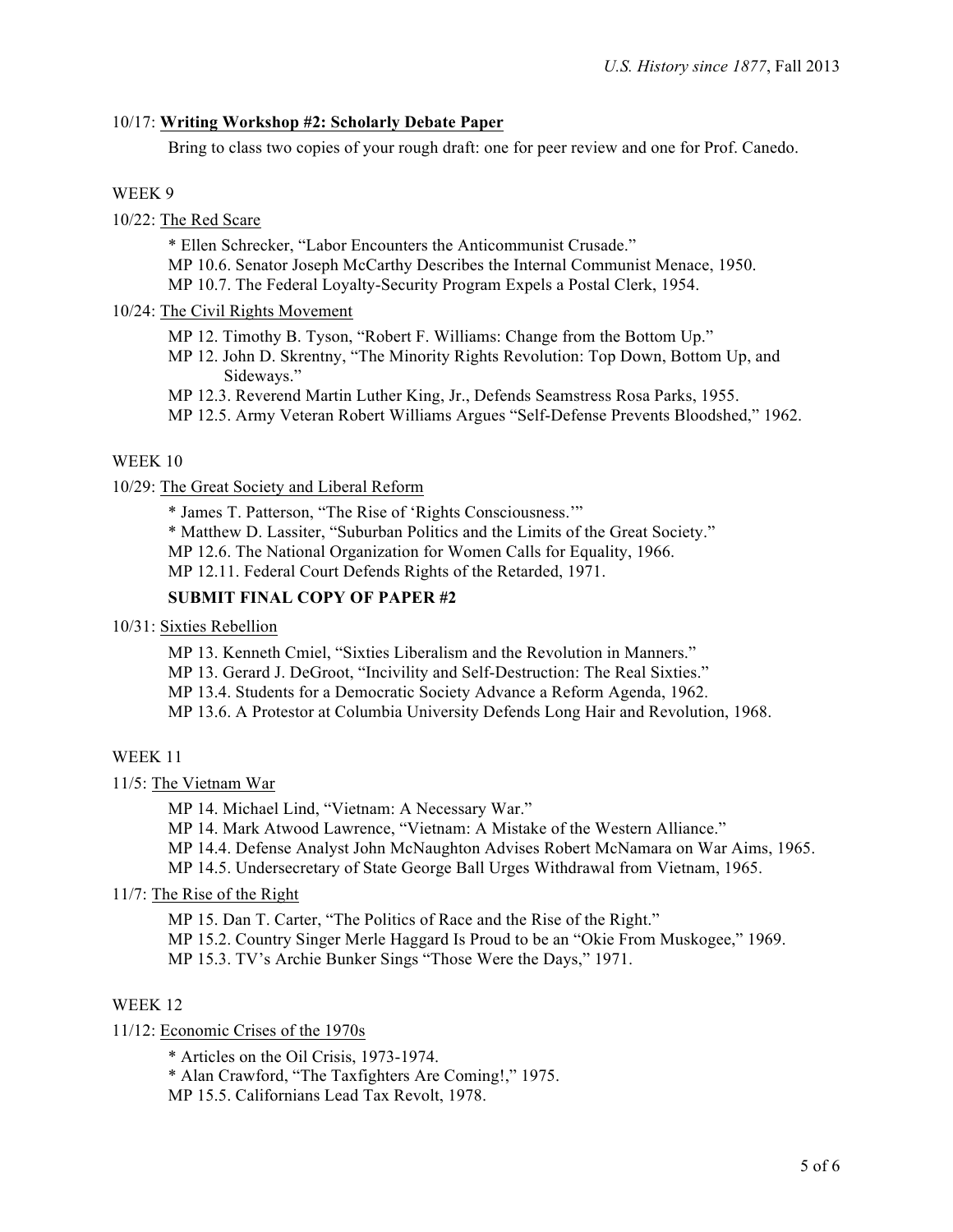10/17: **Writing Workshop #2: Scholarly Debate Paper**

Bring to class two copies of your rough draft: one for peer review and one for Prof. Canedo.

WEEK 9

10/22: The Red Scare

* Ellen Schrecker, "Labor Encounters the Anticommunist Crusade."
MP 10.6. Senator Joseph McCarthy Describes the Internal Communist Menace, 1950.
MP 10.7. The Federal Loyalty-Security Program Expels a Postal Clerk, 1954.

10/24: The Civil Rights Movement

MP 12. Timothy B. Tyson, "Robert F. Williams: Change from the Bottom Up."
MP 12. John D. Skrentny, "The Minority Rights Revolution: Top Down, Bottom Up, and Sideways."
MP 12.3. Reverend Martin Luther King, Jr., Defends Seamstress Rosa Parks, 1955.
MP 12.5. Army Veteran Robert Williams Argues "Self-Defense Prevents Bloodshed," 1962.

WEEK 10

10/29: The Great Society and Liberal Reform

* James T. Patterson, "The Rise of 'Rights Consciousness.'"
* Matthew D. Lassiter, "Suburban Politics and the Limits of the Great Society."
MP 12.6. The National Organization for Women Calls for Equality, 1966.
MP 12.11. Federal Court Defends Rights of the Retarded, 1971.

**SUBMIT FINAL COPY OF PAPER #2**

10/31: Sixties Rebellion

MP 13. Kenneth Cmiel, "Sixties Liberalism and the Revolution in Manners."
MP 13. Gerard J. DeGroot, "Incivility and Self-Destruction: The Real Sixties."
MP 13.4. Students for a Democratic Society Advance a Reform Agenda, 1962.
MP 13.6. A Protestor at Columbia University Defends Long Hair and Revolution, 1968.

WEEK 11

11/5: The Vietnam War

MP 14. Michael Lind, "Vietnam: A Necessary War."
MP 14. Mark Atwood Lawrence, "Vietnam: A Mistake of the Western Alliance."
MP 14.4. Defense Analyst John McNaughton Advises Robert McNamara on War Aims, 1965.
MP 14.5. Undersecretary of State George Ball Urges Withdrawal from Vietnam, 1965.

11/7: The Rise of the Right

MP 15. Dan T. Carter, "The Politics of Race and the Rise of the Right."
MP 15.2. Country Singer Merle Haggard Is Proud to be an "Okie From Muskogee," 1969.
MP 15.3. TV's Archie Bunker Sings "Those Were the Days," 1971.

WEEK 12

11/12: Economic Crises of the 1970s

* Articles on the Oil Crisis, 1973-1974.
* Alan Crawford, "The Taxfighters Are Coming!," 1975.
MP 15.5. Californians Lead Tax Revolt, 1978.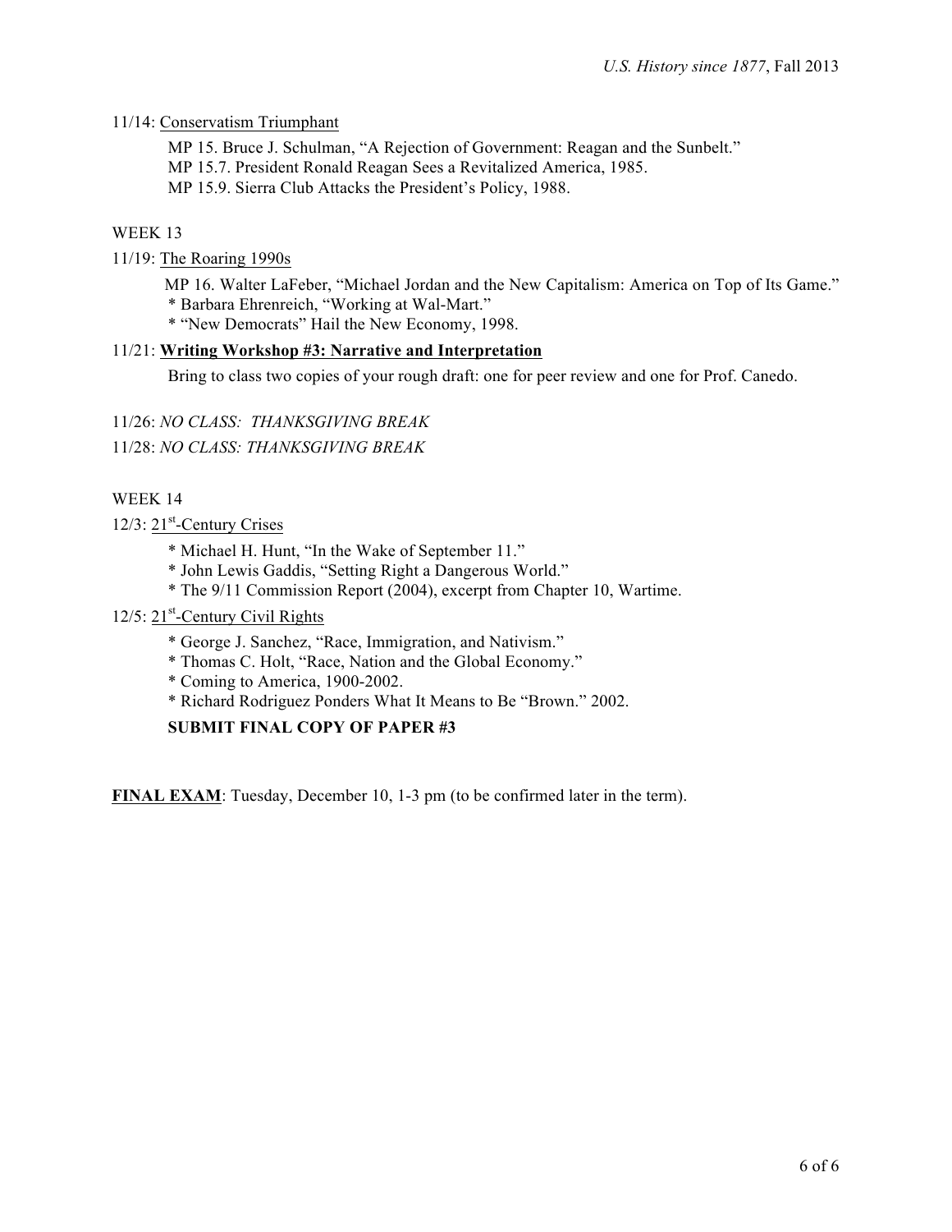11/14: Conservatism Triumphant

MP 15. Bruce J. Schulman, “A Rejection of Government: Reagan and the Sunbelt.”
MP 15.7. President Ronald Reagan Sees a Revitalized America, 1985.
MP 15.9. Sierra Club Attacks the President’s Policy, 1988.

WEEK 13

11/19: The Roaring 1990s

MP 16. Walter LaFeber, “Michael Jordan and the New Capitalism: America on Top of Its Game.”
* Barbara Ehrenreich, “Working at Wal-Mart.”
* “New Democrats” Hail the New Economy, 1998.

11/21: **Writing Workshop #3: Narrative and Interpretation**

Bring to class two copies of your rough draft: one for peer review and one for Prof. Canedo.

11/26: *NO CLASS: THANKSGIVING BREAK*

11/28: *NO CLASS: THANKSGIVING BREAK*

WEEK 14

12/3: 21st-Century Crises

* Michael H. Hunt, “In the Wake of September 11.”
* John Lewis Gaddis, “Setting Right a Dangerous World.”
* The 9/11 Commission Report (2004), excerpt from Chapter 10, Wartime.

12/5: 21st-Century Civil Rights

* George J. Sanchez, “Race, Immigration, and Nativism.”
* Thomas C. Holt, “Race, Nation and the Global Economy.”
* Coming to America, 1900-2002.
* Richard Rodriguez Ponders What It Means to Be “Brown.” 2002.

**SUBMIT FINAL COPY OF PAPER #3**

**FINAL EXAM**: Tuesday, December 10, 1-3 pm (to be confirmed later in the term).